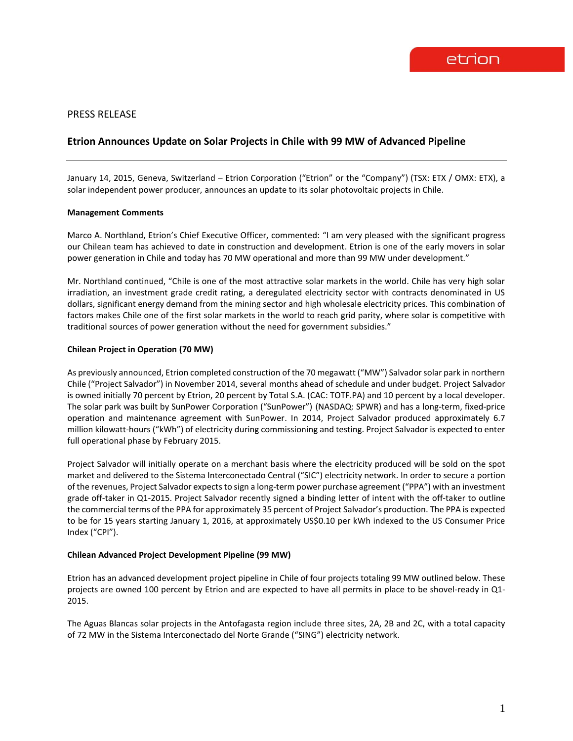etrion

PRESS RELEASE

# Etrion Announces Update on Solar Projects in Chile with 99 MW of Advanced Pipeline

January 14, 2015, Geneva, Switzerland – Etrion Corporation ("Etrion" or the "Company") (TSX: ETX / OMX: ETX), a solar independent power producer, announces an update to its solar photovoltaic projects in Chile.

**Management Comments**

Marco A. Northland, Etrion's Chief Executive Officer, commented: "I am very pleased with the significant progress our Chilean team has achieved to date in construction and development. Etrion is one of the early movers in solar power generation in Chile and today has 70 MW operational and more than 99 MW under development."

Mr. Northland continued, "Chile is one of the most attractive solar markets in the world. Chile has very high solar irradiation, an investment grade credit rating, a deregulated electricity sector with contracts denominated in US dollars, significant energy demand from the mining sector and high wholesale electricity prices. This combination of factors makes Chile one of the first solar markets in the world to reach grid parity, where solar is competitive with traditional sources of power generation without the need for government subsidies."

**Chilean Project in Operation (70 MW)**

As previously announced, Etrion completed construction of the 70 megawatt ("MW") Salvador solar park in northern Chile ("Project Salvador") in November 2014, several months ahead of schedule and under budget. Project Salvador is owned initially 70 percent by Etrion, 20 percent by Total S.A. (CAC: TOTF.PA) and 10 percent by a local developer. The solar park was built by SunPower Corporation ("SunPower") (NASDAQ: SPWR) and has a long-term, fixed-price operation and maintenance agreement with SunPower. In 2014, Project Salvador produced approximately 6.7 million kilowatt-hours ("kWh") of electricity during commissioning and testing. Project Salvador is expected to enter full operational phase by February 2015.

Project Salvador will initially operate on a merchant basis where the electricity produced will be sold on the spot market and delivered to the Sistema Interconectado Central ("SIC") electricity network. In order to secure a portion of the revenues, Project Salvador expects to sign a long-term power purchase agreement ("PPA") with an investment grade off-taker in Q1-2015. Project Salvador recently signed a binding letter of intent with the off-taker to outline the commercial terms of the PPA for approximately 35 percent of Project Salvador's production. The PPA is expected to be for 15 years starting January 1, 2016, at approximately US$0.10 per kWh indexed to the US Consumer Price Index ("CPI").

**Chilean Advanced Project Development Pipeline (99 MW)**

Etrion has an advanced development project pipeline in Chile of four projects totaling 99 MW outlined below. These projects are owned 100 percent by Etrion and are expected to have all permits in place to be shovel-ready in Q1-2015.

The Aguas Blancas solar projects in the Antofagasta region include three sites, 2A, 2B and 2C, with a total capacity of 72 MW in the Sistema Interconectado del Norte Grande ("SING") electricity network.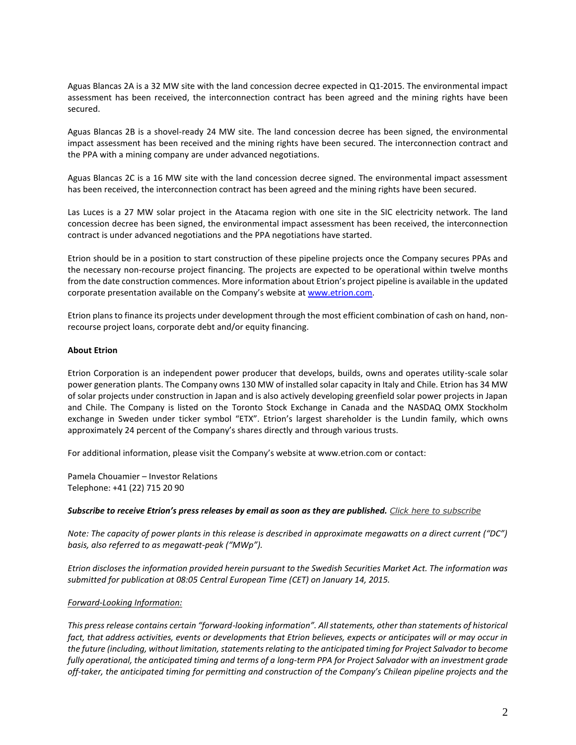Aguas Blancas 2A is a 32 MW site with the land concession decree expected in Q1-2015. The environmental impact assessment has been received, the interconnection contract has been agreed and the mining rights have been secured.

Aguas Blancas 2B is a shovel-ready 24 MW site. The land concession decree has been signed, the environmental impact assessment has been received and the mining rights have been secured. The interconnection contract and the PPA with a mining company are under advanced negotiations.

Aguas Blancas 2C is a 16 MW site with the land concession decree signed. The environmental impact assessment has been received, the interconnection contract has been agreed and the mining rights have been secured.

Las Luces is a 27 MW solar project in the Atacama region with one site in the SIC electricity network. The land concession decree has been signed, the environmental impact assessment has been received, the interconnection contract is under advanced negotiations and the PPA negotiations have started.

Etrion should be in a position to start construction of these pipeline projects once the Company secures PPAs and the necessary non-recourse project financing. The projects are expected to be operational within twelve months from the date construction commences. More information about Etrion's project pipeline is available in the updated corporate presentation available on the Company's website at [www.etrion.com](www.etrion.com).

Etrion plans to finance its projects under development through the most efficient combination of cash on hand, non-recourse project loans, corporate debt and/or equity financing.

**About Etrion**

Etrion Corporation is an independent power producer that develops, builds, owns and operates utility-scale solar power generation plants. The Company owns 130 MW of installed solar capacity in Italy and Chile. Etrion has 34 MW of solar projects under construction in Japan and is also actively developing greenfield solar power projects in Japan and Chile. The Company is listed on the Toronto Stock Exchange in Canada and the NASDAQ OMX Stockholm exchange in Sweden under ticker symbol "ETX". Etrion's largest shareholder is the Lundin family, which owns approximately 24 percent of the Company's shares directly and through various trusts.

For additional information, please visit the Company's website at www.etrion.com or contact:

Pamela Chouamier – Investor Relations
Telephone: +41 (22) 715 20 90

***Subscribe to receive Etrion's press releases by email as soon as they are published.*** *Click here to subscribe*

*Note: The capacity of power plants in this release is described in approximate megawatts on a direct current ("DC") basis, also referred to as megawatt-peak ("MWp").*

*Etrion discloses the information provided herein pursuant to the Swedish Securities Market Act. The information was submitted for publication at 08:05 Central European Time (CET) on January 14, 2015.*

*Forward-Looking Information:*

*This press release contains certain "forward-looking information". All statements, other than statements of historical fact, that address activities, events or developments that Etrion believes, expects or anticipates will or may occur in the future (including, without limitation, statements relating to the anticipated timing for Project Salvador to become fully operational, the anticipated timing and terms of a long-term PPA for Project Salvador with an investment grade off-taker, the anticipated timing for permitting and construction of the Company's Chilean pipeline projects and the*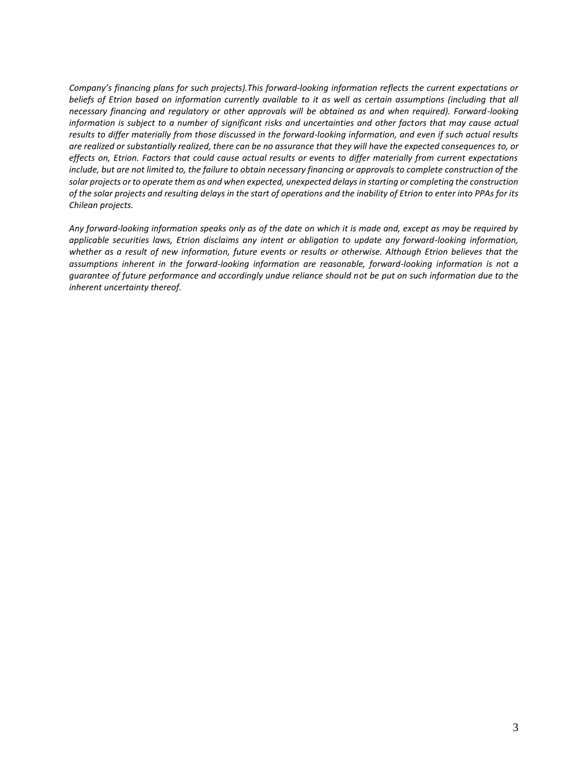*Company's financing plans for such projects).This forward-looking information reflects the current expectations or beliefs of Etrion based on information currently available to it as well as certain assumptions (including that all necessary financing and regulatory or other approvals will be obtained as and when required). Forward-looking information is subject to a number of significant risks and uncertainties and other factors that may cause actual results to differ materially from those discussed in the forward-looking information, and even if such actual results are realized or substantially realized, there can be no assurance that they will have the expected consequences to, or effects on, Etrion. Factors that could cause actual results or events to differ materially from current expectations include, but are not limited to, the failure to obtain necessary financing or approvals to complete construction of the solar projects or to operate them as and when expected, unexpected delays in starting or completing the construction of the solar projects and resulting delays in the start of operations and the inability of Etrion to enter into PPAs for its Chilean projects.*

*Any forward-looking information speaks only as of the date on which it is made and, except as may be required by applicable securities laws, Etrion disclaims any intent or obligation to update any forward-looking information, whether as a result of new information, future events or results or otherwise. Although Etrion believes that the assumptions inherent in the forward-looking information are reasonable, forward-looking information is not a guarantee of future performance and accordingly undue reliance should not be put on such information due to the inherent uncertainty thereof.*